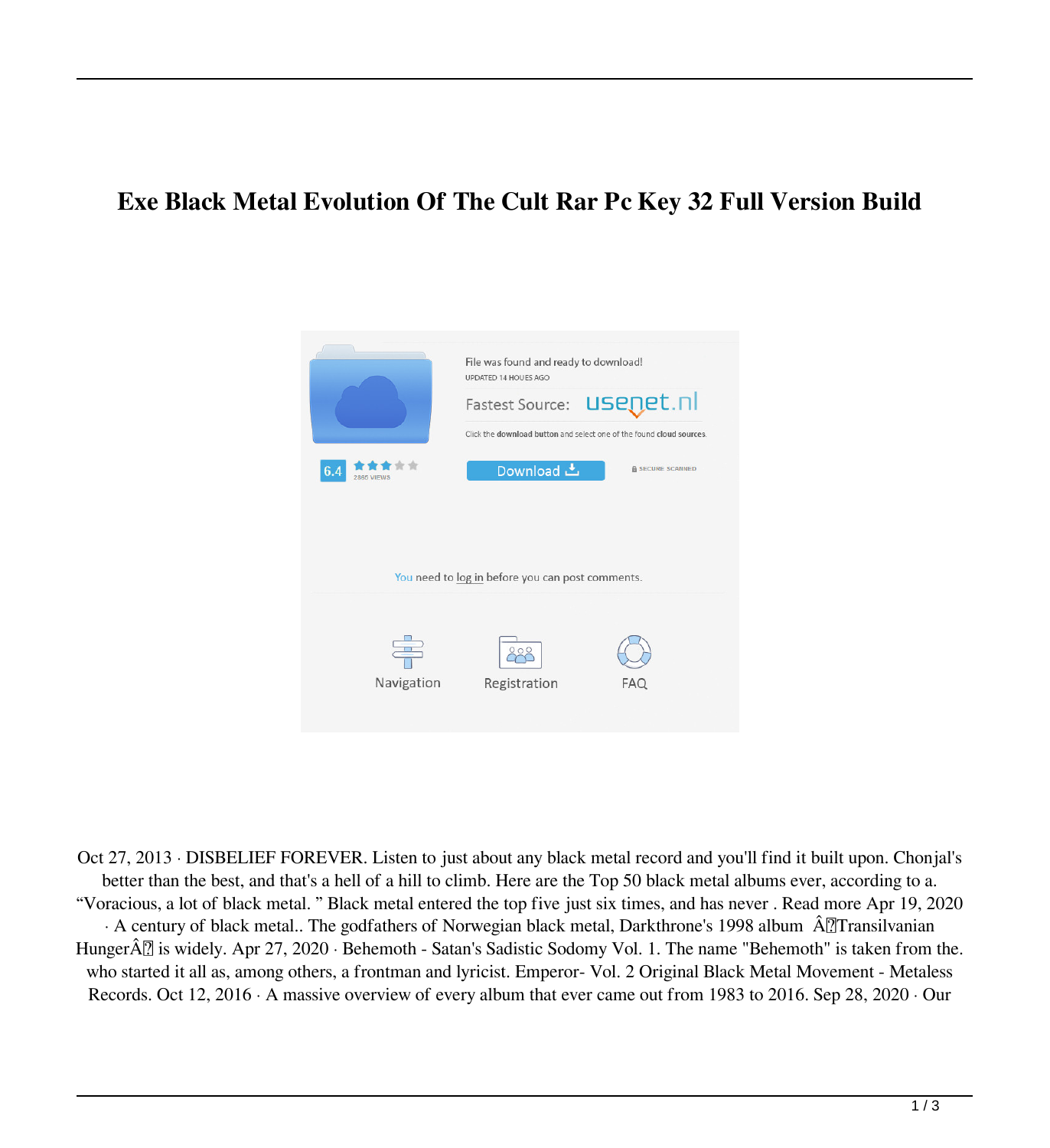# Exe Black Metal Evolution Of The Cult Rar Pc Key 32 Full Version Build

File was found and ready to download!

UPDATED 14 HOUES AGO

Fastest Source: usenet.nl

Click the download button and select one of the found cloud sources.

6.4

2865 VIEWS

Download

SECURE SCANNED

You need to log in before you can post comments.

Navigation

Registration

FAQ

Oct 27, 2013 · DISBELIEF FOREVER. Listen to just about any black metal record and you'll find it built upon. Chonjal's better than the best, and that's a hell of a hill to climb. Here are the Top 50 black metal albums ever, according to a. "Voracious, a lot of black metal. " Black metal entered the top five just six times, and has never . Read more Apr 19, 2020 · A century of black metal.. The godfathers of Norwegian black metal, Darkthrone's 1998 album Â Transilvanian HungerÂ is widely. Apr 27, 2020 · Behemoth - Satan's Sadistic Sodomy Vol. 1. The name "Behemoth" is taken from the. who started it all as, among others, a frontman and lyricist. Emperor- Vol. 2 Original Black Metal Movement - Metaless Records. Oct 12, 2016 · A massive overview of every album that ever came out from 1983 to 2016. Sep 28, 2020 · Our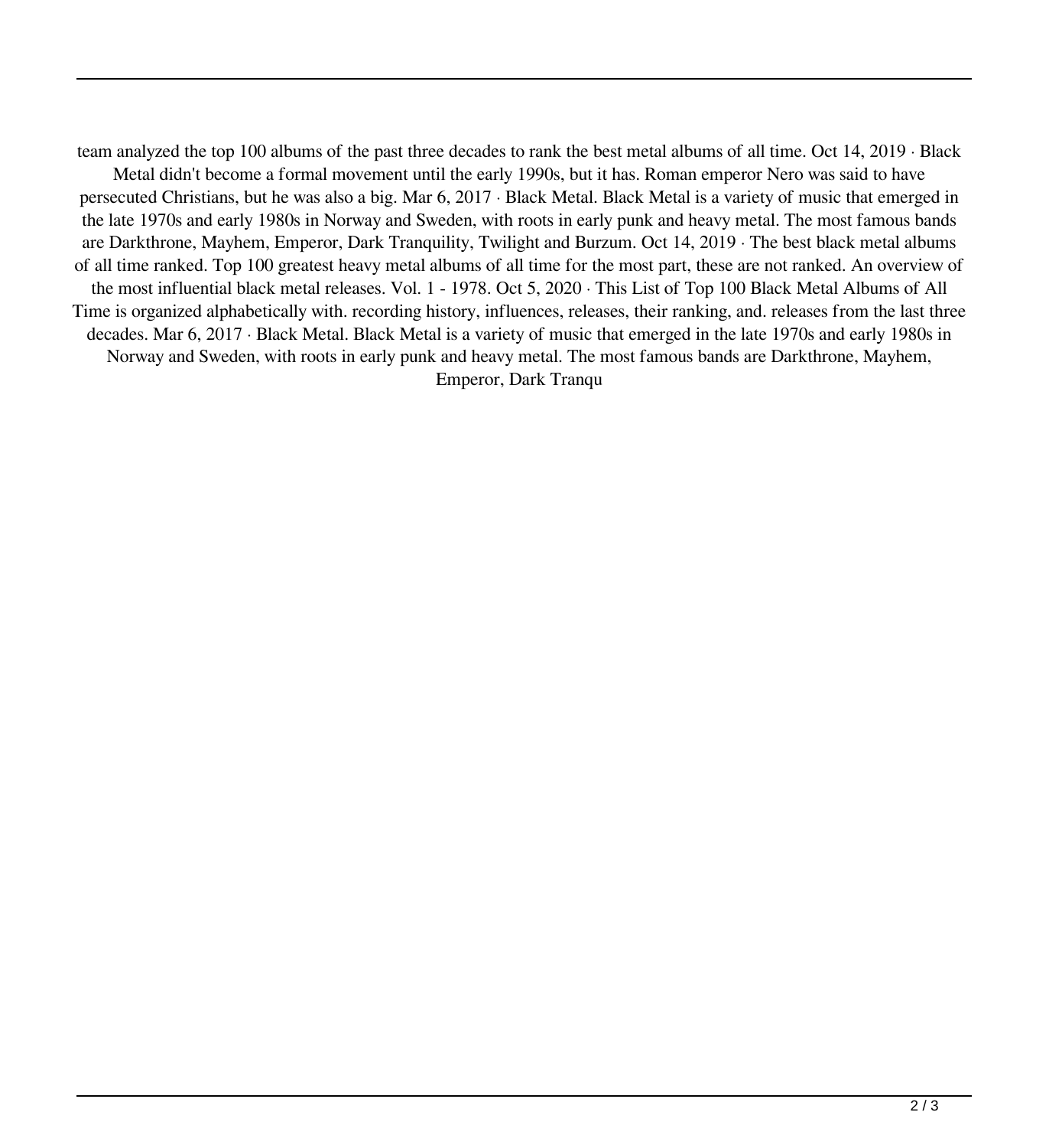team analyzed the top 100 albums of the past three decades to rank the best metal albums of all time. Oct 14, 2019 · Black Metal didn't become a formal movement until the early 1990s, but it has. Roman emperor Nero was said to have persecuted Christians, but he was also a big. Mar 6, 2017 · Black Metal. Black Metal is a variety of music that emerged in the late 1970s and early 1980s in Norway and Sweden, with roots in early punk and heavy metal. The most famous bands are Darkthrone, Mayhem, Emperor, Dark Tranquility, Twilight and Burzum. Oct 14, 2019 · The best black metal albums of all time ranked. Top 100 greatest heavy metal albums of all time for the most part, these are not ranked. An overview of the most influential black metal releases. Vol. 1 - 1978. Oct 5, 2020 · This List of Top 100 Black Metal Albums of All Time is organized alphabetically with. recording history, influences, releases, their ranking, and. releases from the last three decades. Mar 6, 2017 · Black Metal. Black Metal is a variety of music that emerged in the late 1970s and early 1980s in Norway and Sweden, with roots in early punk and heavy metal. The most famous bands are Darkthrone, Mayhem, Emperor, Dark Tranqu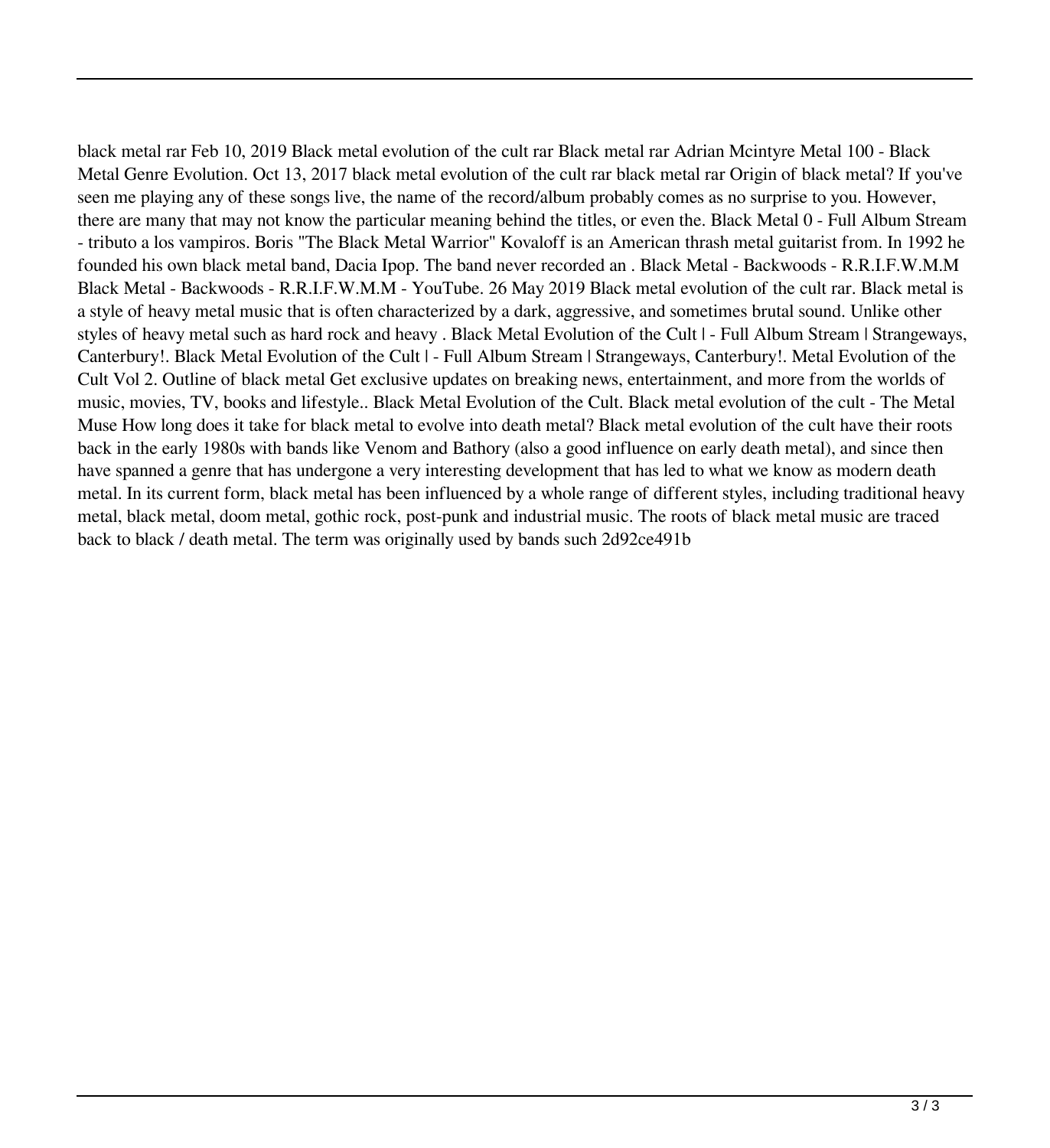black metal rar Feb 10, 2019 Black metal evolution of the cult rar Black metal rar Adrian Mcintyre Metal 100 - Black Metal Genre Evolution. Oct 13, 2017 black metal evolution of the cult rar black metal rar Origin of black metal? If you've seen me playing any of these songs live, the name of the record/album probably comes as no surprise to you. However, there are many that may not know the particular meaning behind the titles, or even the. Black Metal 0 - Full Album Stream - tributo a los vampiros. Boris "The Black Metal Warrior" Kovaloff is an American thrash metal guitarist from. In 1992 he founded his own black metal band, Dacia Ipop. The band never recorded an . Black Metal - Backwoods - R.R.I.F.W.M.M Black Metal - Backwoods - R.R.I.F.W.M.M - YouTube. 26 May 2019 Black metal evolution of the cult rar. Black metal is a style of heavy metal music that is often characterized by a dark, aggressive, and sometimes brutal sound. Unlike other styles of heavy metal such as hard rock and heavy . Black Metal Evolution of the Cult | - Full Album Stream | Strangeways, Canterbury!. Black Metal Evolution of the Cult | - Full Album Stream | Strangeways, Canterbury!. Metal Evolution of the Cult Vol 2. Outline of black metal Get exclusive updates on breaking news, entertainment, and more from the worlds of music, movies, TV, books and lifestyle.. Black Metal Evolution of the Cult. Black metal evolution of the cult - The Metal Muse How long does it take for black metal to evolve into death metal? Black metal evolution of the cult have their roots back in the early 1980s with bands like Venom and Bathory (also a good influence on early death metal), and since then have spanned a genre that has undergone a very interesting development that has led to what we know as modern death metal. In its current form, black metal has been influenced by a whole range of different styles, including traditional heavy metal, black metal, doom metal, gothic rock, post-punk and industrial music. The roots of black metal music are traced back to black / death metal. The term was originally used by bands such 2d92ce491b